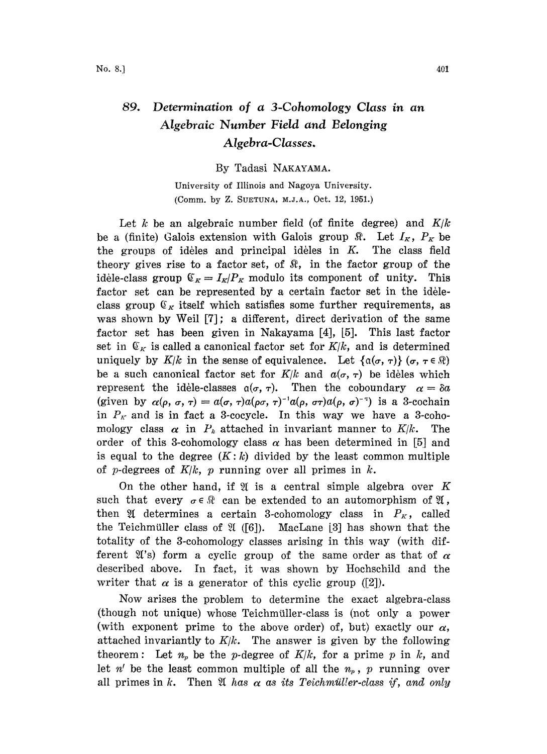# 89. *Determination of a 3-Cohomology Class in an Algebraic Number Field and Belonging Algebra-Classes.*

By Tadasi NAKAYAMA.

University of Illinois and Nagoya University.

(Comm. by Z. SUETUNA, M.J.A., Oct. 12, 1951.)

Let $k$ be an algebraic number field (of finite degree) and $K/k$ be a (finite) Galois extension with Galois group $\mathfrak{K}$. Let $I_K$, $P_K$ be the groups of idèles and principal idèles in $K$. The class field theory gives rise to a factor set, of $\mathfrak{K}$, in the factor group of the idèle-class group $\mathfrak{C}_K = I_K/P_K$ modulo its component of unity. This factor set can be represented by a certain factor set in the idèle-class group $\mathfrak{C}_K$ itself which satisfies some further requirements, as was shown by Weil [7]; a different, direct derivation of the same factor set has been given in Nakayama [4], [5]. This last factor set in $\mathfrak{C}_K$ is called a canonical factor set for $K/k$, and is determined uniquely by $K/k$ in the sense of equivalence. Let $\{\mathfrak{a}(\sigma, \tau)\}$ $(\sigma, \tau \in \mathfrak{K})$ be a such canonical factor set for $K/k$ and $a(\sigma, \tau)$ be idèles which represent the idèle-classes $\mathfrak{a}(\sigma, \tau)$. Then the coboundary $\alpha = \delta a$ (given by $\alpha(\rho, \sigma, \tau) = a(\sigma, \tau)a(\rho\sigma, \tau)^{-1}a(\rho, \sigma\tau)a(\rho, \sigma)^{-\tau}$) is a 3-cochain in $P_K$ and is in fact a 3-cocycle. In this way we have a 3-cohomology class $\alpha$ in $P_k$ attached in invariant manner to $K/k$. The order of this 3-cohomology class $\alpha$ has been determined in [5] and is equal to the degree $(K:k)$ divided by the least common multiple of $p$-degrees of $K/k$, $p$ running over all primes in $k$.

On the other hand, if $\mathfrak{A}$ is a central simple algebra over $K$ such that every $\sigma \in \mathfrak{K}$ can be extended to an automorphism of $\mathfrak{A}$, then $\mathfrak{A}$ determines a certain 3-cohomology class in $P_K$, called the Teichmüller class of $\mathfrak{A}$ ([6]). MacLane [3] has shown that the totality of the 3-cohomology classes arising in this way (with different $\mathfrak{A}$'s) form a cyclic group of the same order as that of $\alpha$ described above. In fact, it was shown by Hochschild and the writer that $\alpha$ is a generator of this cyclic group ([2]).

Now arises the problem to determine the exact algebra-class (though not unique) whose Teichmüller-class is (not only a power (with exponent prime to the above order) of, but) exactly our $\alpha$, attached invariantly to $K/k$. The answer is given by the following theorem: Let $n_p$ be the $p$-degree of $K/k$, for a prime $p$ in $k$, and let $n'$ be the least common multiple of all the $n_p$, $p$ running over all primes in $k$. Then $\mathfrak{A}$ *has $\alpha$ as its Teichmüller-class if, and only*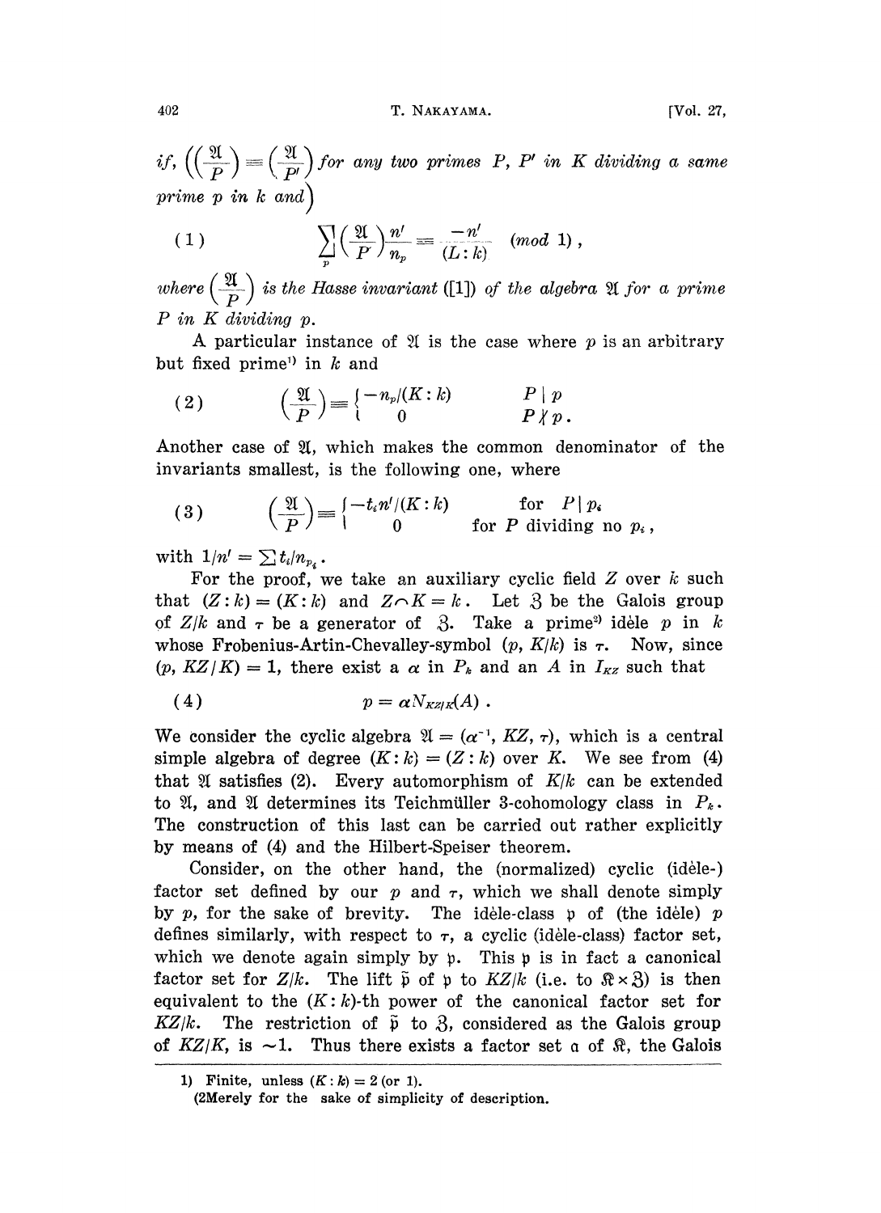*if*, $\left(\left(\frac{\mathfrak{A}}{P}\right) = \left(\frac{\mathfrak{A}}{P'}\right)\right.$ *for any two primes* $P$, $P'$ *in* $K$ *dividing a same prime* $p$ *in* $k$ *and*$\Big)$

$$(1) \qquad \sum_p \left(\frac{\mathfrak{A}}{P}\right)\frac{n'}{n_p} \equiv \frac{-n'}{(L:k)} \quad (mod\ 1)\,,$$

*where* $\left(\frac{\mathfrak{A}}{P}\right)$ *is the Hasse invariant* ([1]) *of the algebra* $\mathfrak{A}$ *for a prime* $P$ *in* $K$ *dividing* $p$.

A particular instance of $\mathfrak{A}$ is the case where $p$ is an arbitrary but fixed prime[1] in $k$ and

$$(2) \qquad \left(\frac{\mathfrak{A}}{P}\right) \equiv \begin{cases} -n_p/(K:k) & P \mid p \\ 0 & P \nmid p\,. \end{cases}$$

Another case of $\mathfrak{A}$, which makes the common denominator of the invariants smallest, is the following one, where

$$(3) \qquad \left(\frac{\mathfrak{A}}{P}\right) \equiv \begin{cases} -t_i n'/(K:k) & \text{for } P \mid p_i \\ 0 & \text{for } P \text{ dividing no } p_i\,, \end{cases}$$

with $1/n' = \sum t_i/n_{p_i}$.

For the proof, we take an auxiliary cyclic field $Z$ over $k$ such that $(Z:k) = (K:k)$ and $Z \frown K = k$. Let $\mathfrak{Z}$ be the Galois group of $Z/k$ and $\tau$ be a generator of $\mathfrak{Z}$. Take a prime[2] idèle $p$ in $k$ whose Frobenius-Artin-Chevalley-symbol $(p, K/k)$ is $\tau$. Now, since $(p, KZ/K) = 1$, there exist a $\alpha$ in $P_k$ and an $A$ in $I_{KZ}$ such that

$$(4) \qquad p = \alpha N_{KZ/K}(A)\,.$$

We consider the cyclic algebra $\mathfrak{A} = (\alpha^{-1}, KZ, \tau)$, which is a central simple algebra of degree $(K:k) = (Z:k)$ over $K$. We see from (4) that $\mathfrak{A}$ satisfies (2). Every automorphism of $K/k$ can be extended to $\mathfrak{A}$, and $\mathfrak{A}$ determines its Teichmüller 3-cohomology class in $P_k$. The construction of this last can be carried out rather explicitly by means of (4) and the Hilbert-Speiser theorem.

Consider, on the other hand, the (normalized) cyclic (idèle-) factor set defined by our $p$ and $\tau$, which we shall denote simply by $p$, for the sake of brevity. The idèle-class $\mathfrak{p}$ of (the idèle) $p$ defines similarly, with respect to $\tau$, a cyclic (idèle-class) factor set, which we denote again simply by $\mathfrak{p}$. This $\mathfrak{p}$ is in fact a canonical factor set for $Z/k$. The lift $\tilde{\mathfrak{p}}$ of $\mathfrak{p}$ to $KZ/k$ (i.e. to $\mathfrak{K} \times \mathfrak{Z}$) is then equivalent to the $(K:k)$-th power of the canonical factor set for $KZ/k$. The restriction of $\tilde{\mathfrak{p}}$ to $\mathfrak{Z}$, considered as the Galois group of $KZ/K$, is $\sim 1$. Thus there exists a factor set $\mathfrak{a}$ of $\mathfrak{K}$, the Galois

---

1) Finite, unless $(K:k) = 2$ (or 1).

2) Merely for the sake of simplicity of description.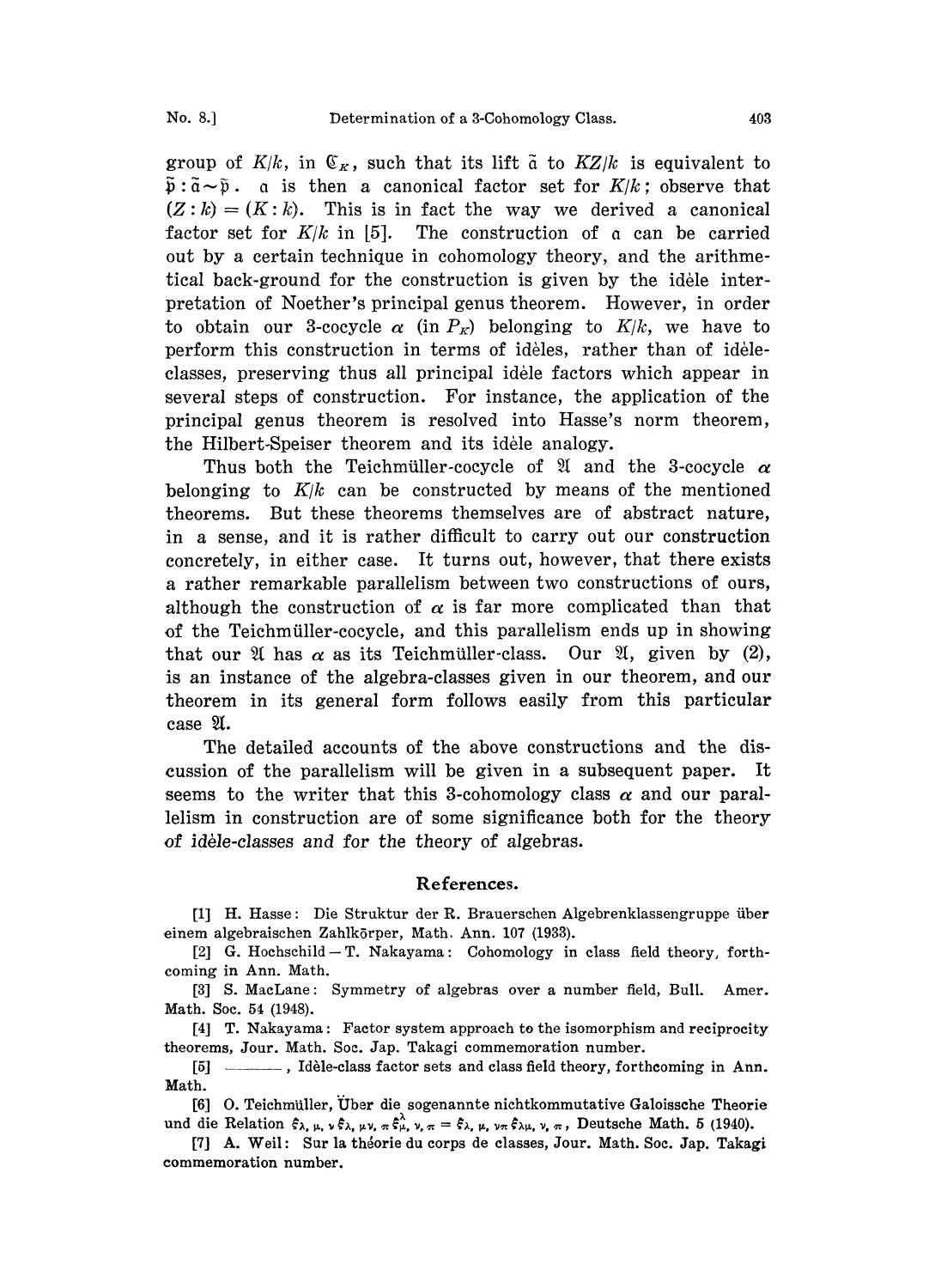group of $K/k$, in $\mathfrak{C}_K$, such that its lift $\tilde{\mathfrak{a}}$ to $KZ/k$ is equivalent to $\tilde{\mathfrak{p}}: \tilde{\mathfrak{a}} \sim \tilde{\mathfrak{p}}$. $\mathfrak{a}$ is then a canonical factor set for $K/k$; observe that $(Z:k) = (K:k)$. This is in fact the way we derived a canonical factor set for $K/k$ in [5]. The construction of $\mathfrak{a}$ can be carried out by a certain technique in cohomology theory, and the arithmetical back-ground for the construction is given by the idèle interpretation of Noether's principal genus theorem. However, in order to obtain our 3-cocycle $\alpha$ (in $P_K$) belonging to $K/k$, we have to perform this construction in terms of idèles, rather than of idèle-classes, preserving thus all principal idèle factors which appear in several steps of construction. For instance, the application of the principal genus theorem is resolved into Hasse's norm theorem, the Hilbert-Speiser theorem and its idèle analogy.

Thus both the Teichmüller-cocycle of $\mathfrak{A}$ and the 3-cocycle $\alpha$ belonging to $K/k$ can be constructed by means of the mentioned theorems. But these theorems themselves are of abstract nature, in a sense, and it is rather difficult to carry out our construction concretely, in either case. It turns out, however, that there exists a rather remarkable parallelism between two constructions of ours, although the construction of $\alpha$ is far more complicated than that of the Teichmüller-cocycle, and this parallelism ends up in showing that our $\mathfrak{A}$ has $\alpha$ as its Teichmüller-class. Our $\mathfrak{A}$, given by (2), is an instance of the algebra-classes given in our theorem, and our theorem in its general form follows easily from this particular case $\mathfrak{A}$.

The detailed accounts of the above constructions and the discussion of the parallelism will be given in a subsequent paper. It seems to the writer that this 3-cohomology class $\alpha$ and our parallelism in construction are of some significance both for the theory of *idèle-classes and* for the theory of algebras.

## References.

[1] H. Hasse: Die Struktur der R. Brauerschen Algebrenklassengruppe über einem algebraischen Zahlkörper, Math. Ann. 107 (1933).

[2] G. Hochschild — T. Nakayama: Cohomology in class field theory, forthcoming in Ann. Math.

[3] S. MacLane: Symmetry of algebras over a number field, Bull. Amer. Math. Soc. 54 (1948).

[4] T. Nakayama: Factor system approach to the isomorphism and reciprocity theorems, Jour. Math. Soc. Jap. Takagi commemoration number.

[5] ———, Idèle-class factor sets and class field theory, forthcoming in Ann. Math.

[6] O. Teichmüller, Über die sogenannte nichtkommutative Galoissche Theorie und die Relation $\xi_{\lambda,\mu,\nu}\xi_{\lambda,\mu\nu,\pi}\xi^{\lambda}_{\mu,\nu,\pi} = \xi_{\lambda,\mu,\nu\pi}\xi_{\lambda\mu,\nu,\pi}$, Deutsche Math. 5 (1940).

[7] A. Weil: Sur la théorie du corps de classes, Jour. Math. Soc. Jap. Takagi commemoration number.